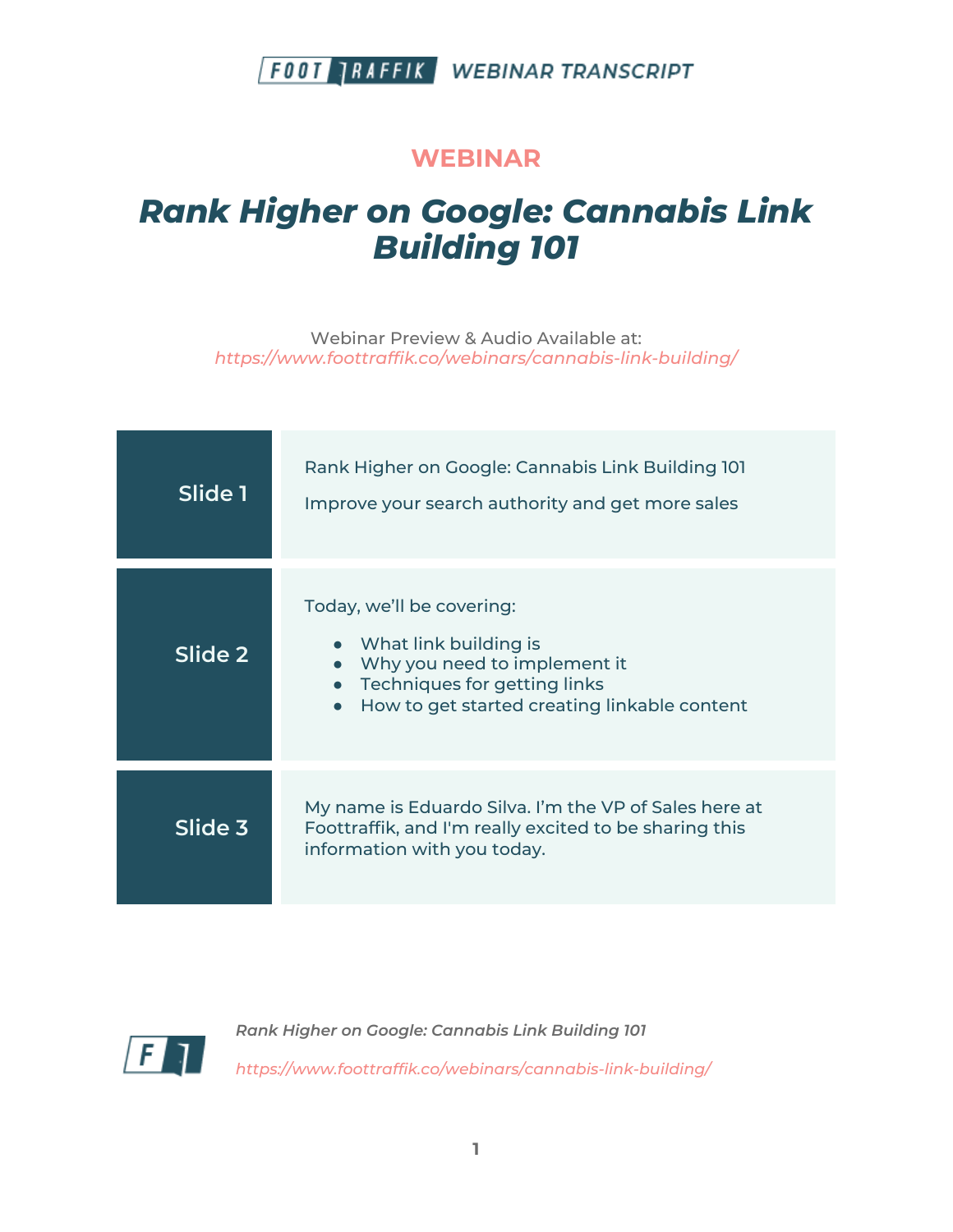# WEBINAR

# *Rank Higher on Google: Cannabis Link Building 101*

Webinar Preview & Audio Available at:
*https://www.foottraffik.co/webinars/cannabis-link-building/*

| | |
|---|---|
| **Slide 1** | Rank Higher on Google: Cannabis Link Building 101<br><br>Improve your search authority and get more sales |
| **Slide 2** | Today, we'll be covering:<br>• What link building is<br>• Why you need to implement it<br>• Techniques for getting links<br>• How to get started creating linkable content |
| **Slide 3** | My name is Eduardo Silva. I'm the VP of Sales here at Foottraffik, and I'm really excited to be sharing this information with you today. |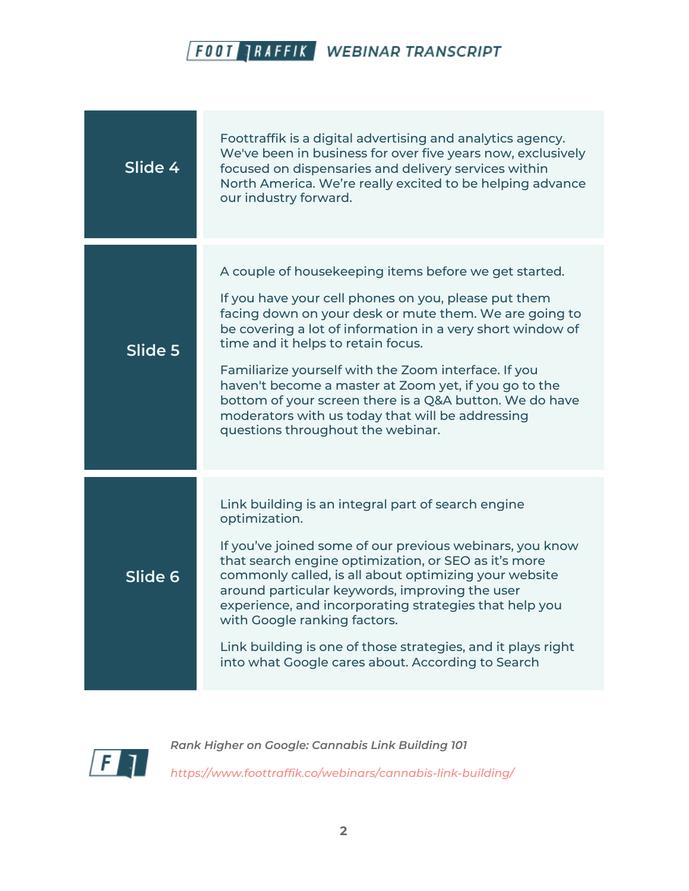| | |
|---|---|
| **Slide 4** | Foottraffik is a digital advertising and analytics agency. We've been in business for over five years now, exclusively focused on dispensaries and delivery services within North America. We're really excited to be helping advance our industry forward. |
| **Slide 5** | A couple of housekeeping items before we get started.<br><br>If you have your cell phones on you, please put them facing down on your desk or mute them. We are going to be covering a lot of information in a very short window of time and it helps to retain focus.<br><br>Familiarize yourself with the Zoom interface. If you haven't become a master at Zoom yet, if you go to the bottom of your screen there is a Q&A button. We do have moderators with us today that will be addressing questions throughout the webinar. |
| **Slide 6** | Link building is an integral part of search engine optimization.<br><br>If you've joined some of our previous webinars, you know that search engine optimization, or SEO as it's more commonly called, is all about optimizing your website around particular keywords, improving the user experience, and incorporating strategies that help you with Google ranking factors.<br><br>Link building is one of those strategies, and it plays right into what Google cares about. According to Search |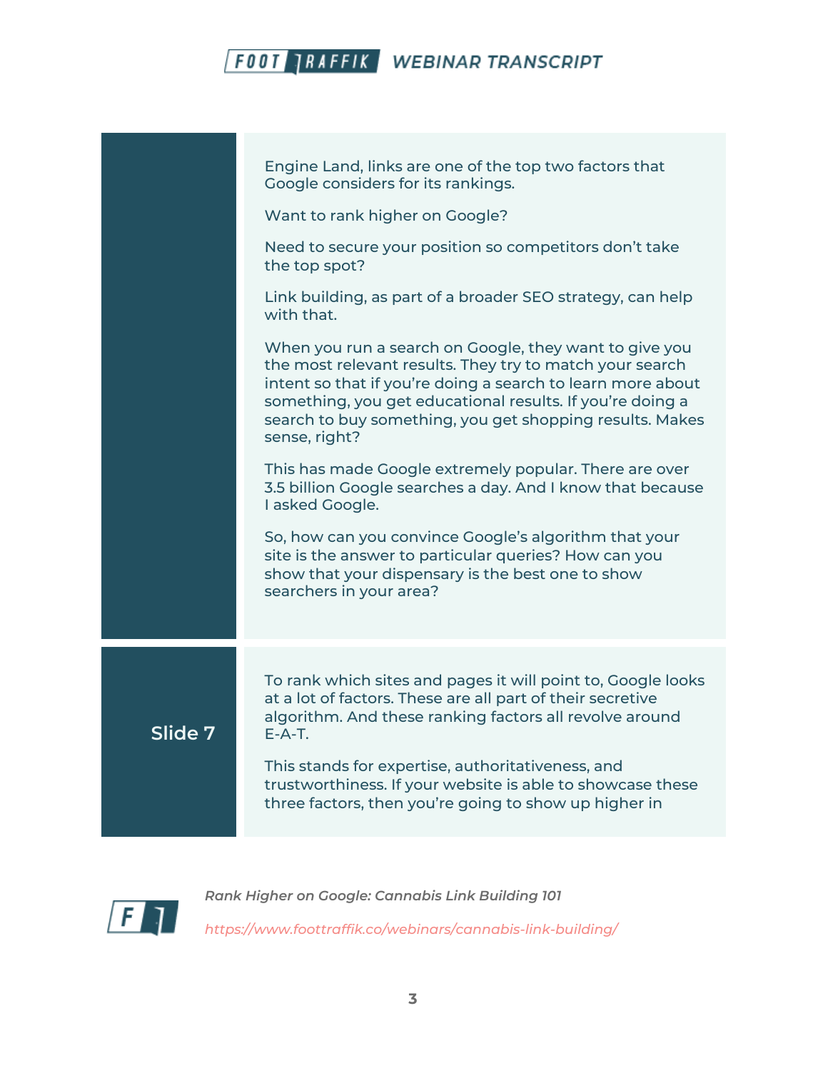Engine Land, links are one of the top two factors that Google considers for its rankings.

Want to rank higher on Google?

Need to secure your position so competitors don't take the top spot?

Link building, as part of a broader SEO strategy, can help with that.

When you run a search on Google, they want to give you the most relevant results. They try to match your search intent so that if you're doing a search to learn more about something, you get educational results. If you're doing a search to buy something, you get shopping results. Makes sense, right?

This has made Google extremely popular. There are over 3.5 billion Google searches a day. And I know that because I asked Google.

So, how can you convince Google's algorithm that your site is the answer to particular queries? How can you show that your dispensary is the best one to show searchers in your area?

**Slide 7**

To rank which sites and pages it will point to, Google looks at a lot of factors. These are all part of their secretive algorithm. And these ranking factors all revolve around E-A-T.

This stands for expertise, authoritativeness, and trustworthiness. If your website is able to showcase these three factors, then you're going to show up higher in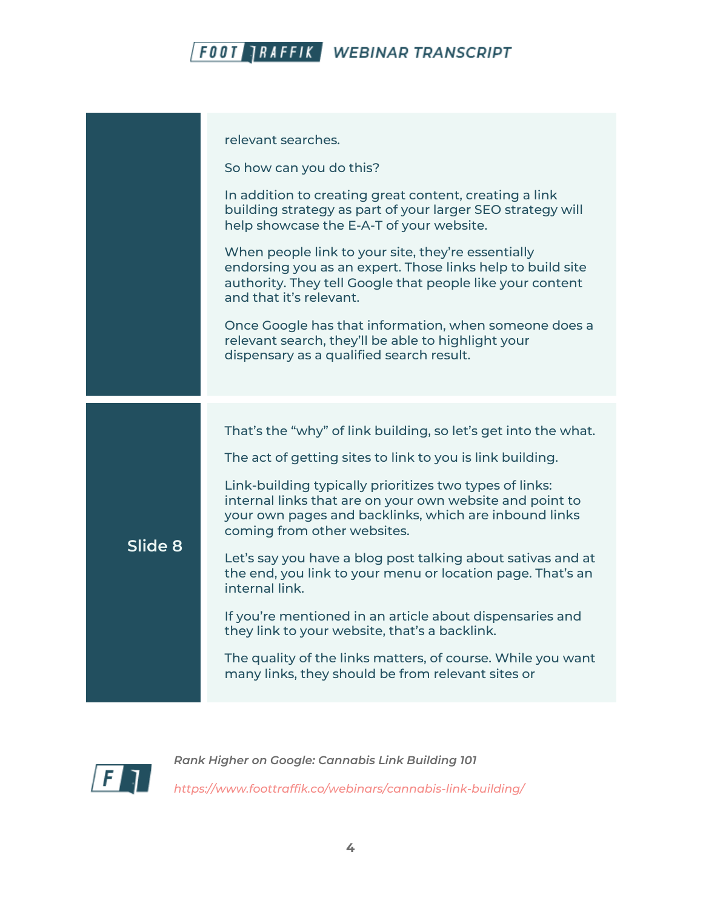relevant searches.

So how can you do this?

In addition to creating great content, creating a link building strategy as part of your larger SEO strategy will help showcase the E-A-T of your website.

When people link to your site, they're essentially endorsing you as an expert. Those links help to build site authority. They tell Google that people like your content and that it's relevant.

Once Google has that information, when someone does a relevant search, they'll be able to highlight your dispensary as a qualified search result.

**Slide 8**

That's the "why" of link building, so let's get into the what.

The act of getting sites to link to you is link building.

Link-building typically prioritizes two types of links: internal links that are on your own website and point to your own pages and backlinks, which are inbound links coming from other websites.

Let's say you have a blog post talking about sativas and at the end, you link to your menu or location page. That's an internal link.

If you're mentioned in an article about dispensaries and they link to your website, that's a backlink.

The quality of the links matters, of course. While you want many links, they should be from relevant sites or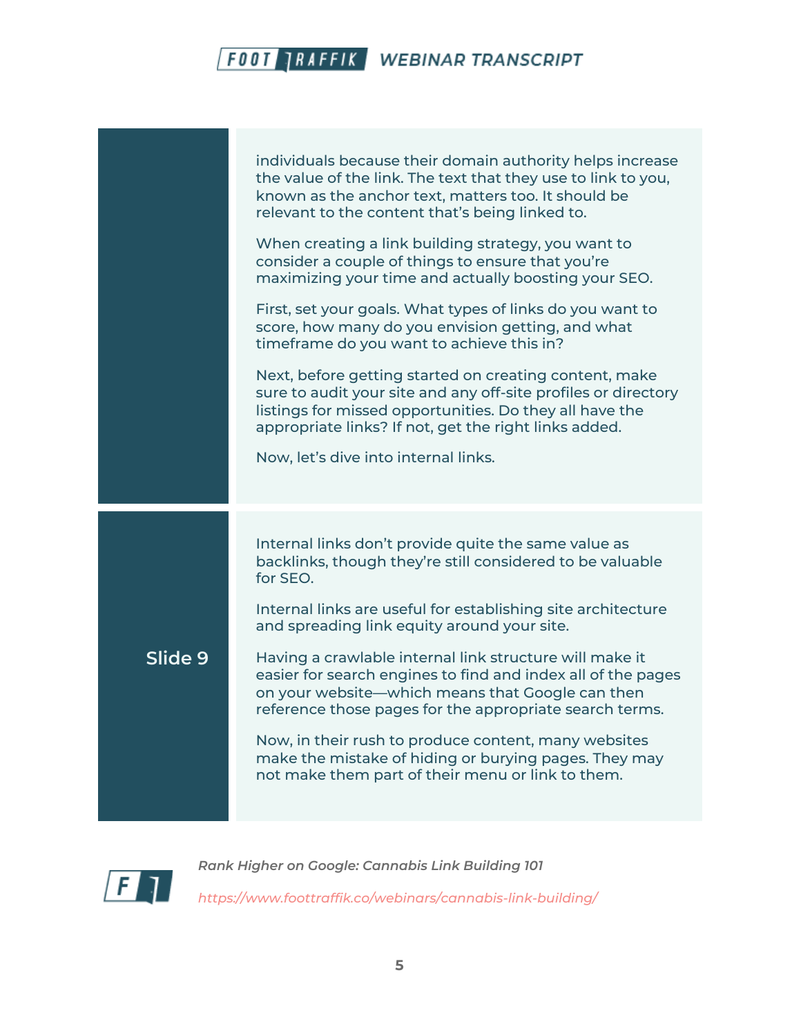individuals because their domain authority helps increase the value of the link. The text that they use to link to you, known as the anchor text, matters too. It should be relevant to the content that's being linked to.

When creating a link building strategy, you want to consider a couple of things to ensure that you're maximizing your time and actually boosting your SEO.

First, set your goals. What types of links do you want to score, how many do you envision getting, and what timeframe do you want to achieve this in?

Next, before getting started on creating content, make sure to audit your site and any off-site profiles or directory listings for missed opportunities. Do they all have the appropriate links? If not, get the right links added.

Now, let's dive into internal links.

## Slide 9

Internal links don't provide quite the same value as backlinks, though they're still considered to be valuable for SEO.

Internal links are useful for establishing site architecture and spreading link equity around your site.

Having a crawlable internal link structure will make it easier for search engines to find and index all of the pages on your website—which means that Google can then reference those pages for the appropriate search terms.

Now, in their rush to produce content, many websites make the mistake of hiding or burying pages. They may not make them part of their menu or link to them.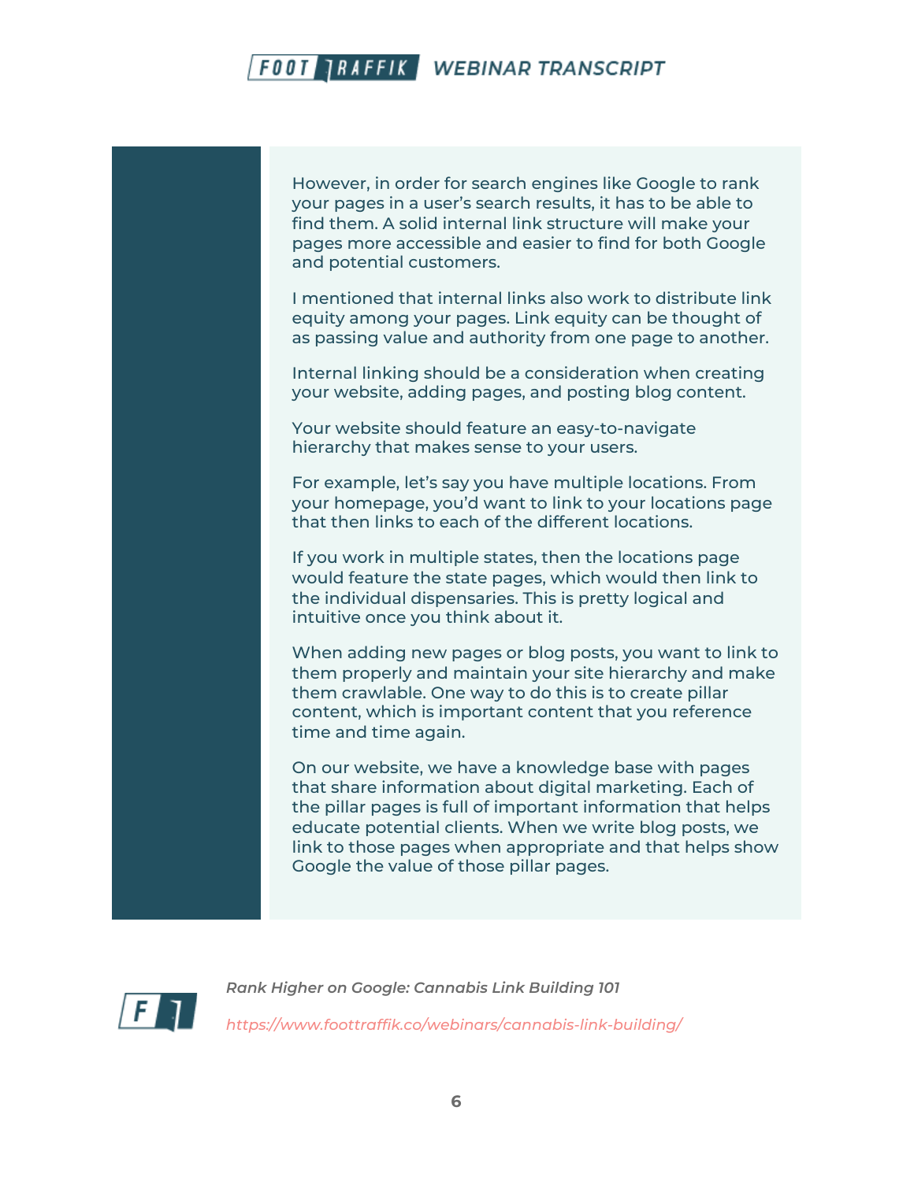However, in order for search engines like Google to rank your pages in a user's search results, it has to be able to find them. A solid internal link structure will make your pages more accessible and easier to find for both Google and potential customers.

I mentioned that internal links also work to distribute link equity among your pages. Link equity can be thought of as passing value and authority from one page to another.

Internal linking should be a consideration when creating your website, adding pages, and posting blog content.

Your website should feature an easy-to-navigate hierarchy that makes sense to your users.

For example, let's say you have multiple locations. From your homepage, you'd want to link to your locations page that then links to each of the different locations.

If you work in multiple states, then the locations page would feature the state pages, which would then link to the individual dispensaries. This is pretty logical and intuitive once you think about it.

When adding new pages or blog posts, you want to link to them properly and maintain your site hierarchy and make them crawlable. One way to do this is to create pillar content, which is important content that you reference time and time again.

On our website, we have a knowledge base with pages that share information about digital marketing. Each of the pillar pages is full of important information that helps educate potential clients. When we write blog posts, we link to those pages when appropriate and that helps show Google the value of those pillar pages.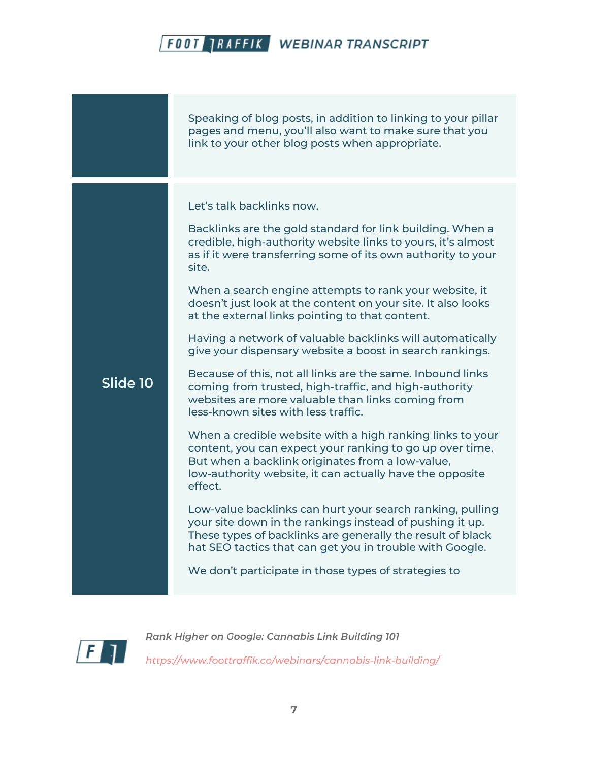Speaking of blog posts, in addition to linking to your pillar pages and menu, you'll also want to make sure that you link to your other blog posts when appropriate.

**Slide 10**

Let's talk backlinks now.

Backlinks are the gold standard for link building. When a credible, high-authority website links to yours, it's almost as if it were transferring some of its own authority to your site.

When a search engine attempts to rank your website, it doesn't just look at the content on your site. It also looks at the external links pointing to that content.

Having a network of valuable backlinks will automatically give your dispensary website a boost in search rankings.

Because of this, not all links are the same. Inbound links coming from trusted, high-traffic, and high-authority websites are more valuable than links coming from less-known sites with less traffic.

When a credible website with a high ranking links to your content, you can expect your ranking to go up over time. But when a backlink originates from a low-value, low-authority website, it can actually have the opposite effect.

Low-value backlinks can hurt your search ranking, pulling your site down in the rankings instead of pushing it up. These types of backlinks are generally the result of black hat SEO tactics that can get you in trouble with Google.

We don't participate in those types of strategies to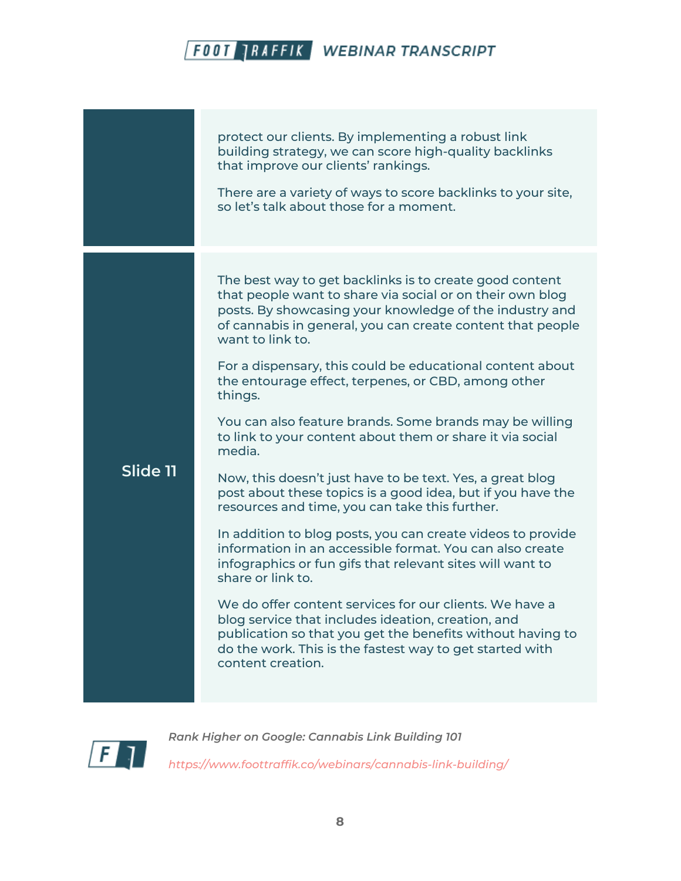| | |
|---|---|
| | protect our clients. By implementing a robust link building strategy, we can score high-quality backlinks that improve our clients' rankings.<br><br>There are a variety of ways to score backlinks to your site, so let's talk about those for a moment. |
| **Slide 11** | The best way to get backlinks is to create good content that people want to share via social or on their own blog posts. By showcasing your knowledge of the industry and of cannabis in general, you can create content that people want to link to.<br><br>For a dispensary, this could be educational content about the entourage effect, terpenes, or CBD, among other things.<br><br>You can also feature brands. Some brands may be willing to link to your content about them or share it via social media.<br><br>Now, this doesn't just have to be text. Yes, a great blog post about these topics is a good idea, but if you have the resources and time, you can take this further.<br><br>In addition to blog posts, you can create videos to provide information in an accessible format. You can also create infographics or fun gifs that relevant sites will want to share or link to.<br><br>We do offer content services for our clients. We have a blog service that includes ideation, creation, and publication so that you get the benefits without having to do the work. This is the fastest way to get started with content creation. |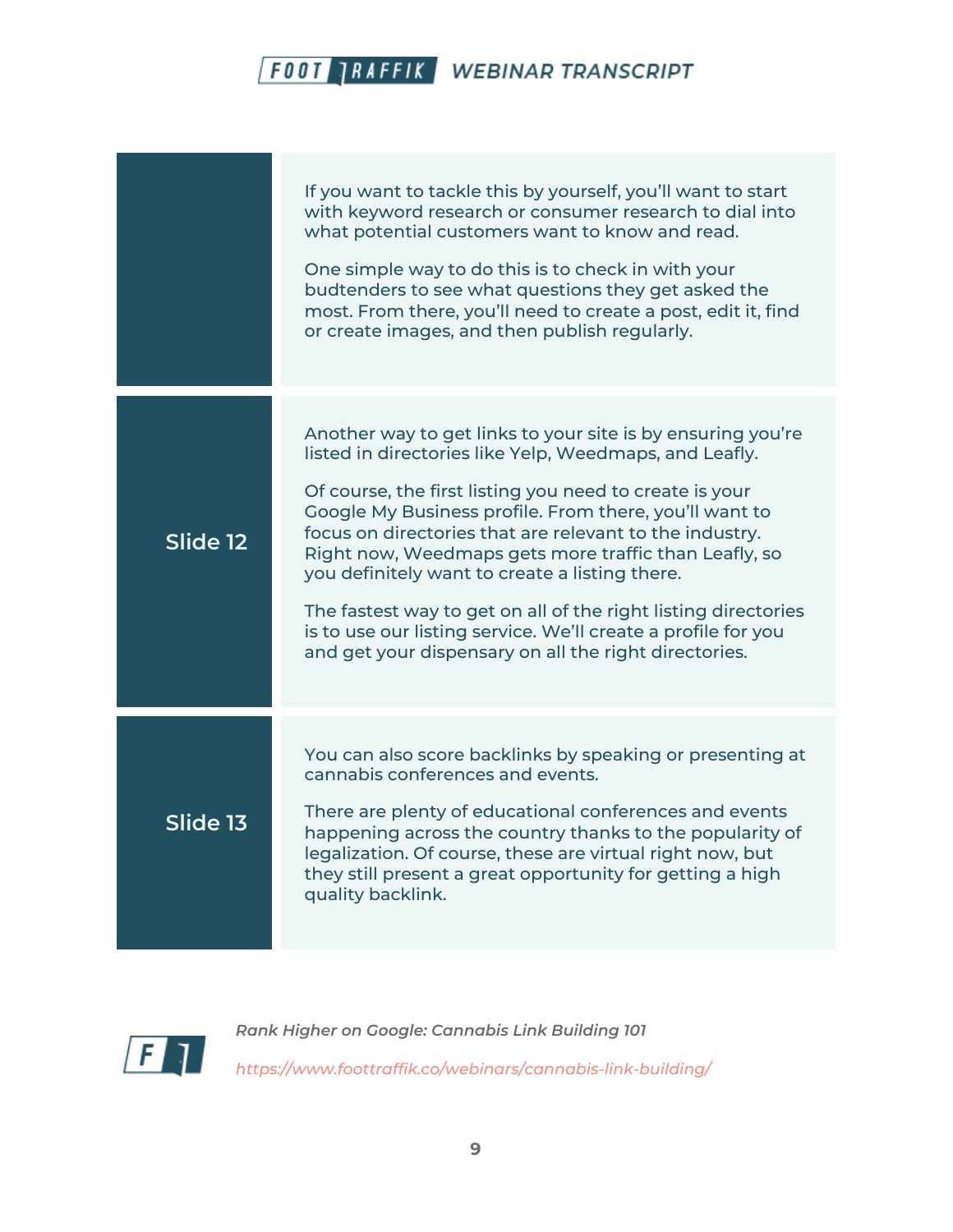| | |
|---|---|
| | If you want to tackle this by yourself, you'll want to start with keyword research or consumer research to dial into what potential customers want to know and read.<br><br>One simple way to do this is to check in with your budtenders to see what questions they get asked the most. From there, you'll need to create a post, edit it, find or create images, and then publish regularly. |
| **Slide 12** | Another way to get links to your site is by ensuring you're listed in directories like Yelp, Weedmaps, and Leafly.<br><br>Of course, the first listing you need to create is your Google My Business profile. From there, you'll want to focus on directories that are relevant to the industry. Right now, Weedmaps gets more traffic than Leafly, so you definitely want to create a listing there.<br><br>The fastest way to get on all of the right listing directories is to use our listing service. We'll create a profile for you and get your dispensary on all the right directories. |
| **Slide 13** | You can also score backlinks by speaking or presenting at cannabis conferences and events.<br><br>There are plenty of educational conferences and events happening across the country thanks to the popularity of legalization. Of course, these are virtual right now, but they still present a great opportunity for getting a high quality backlink. |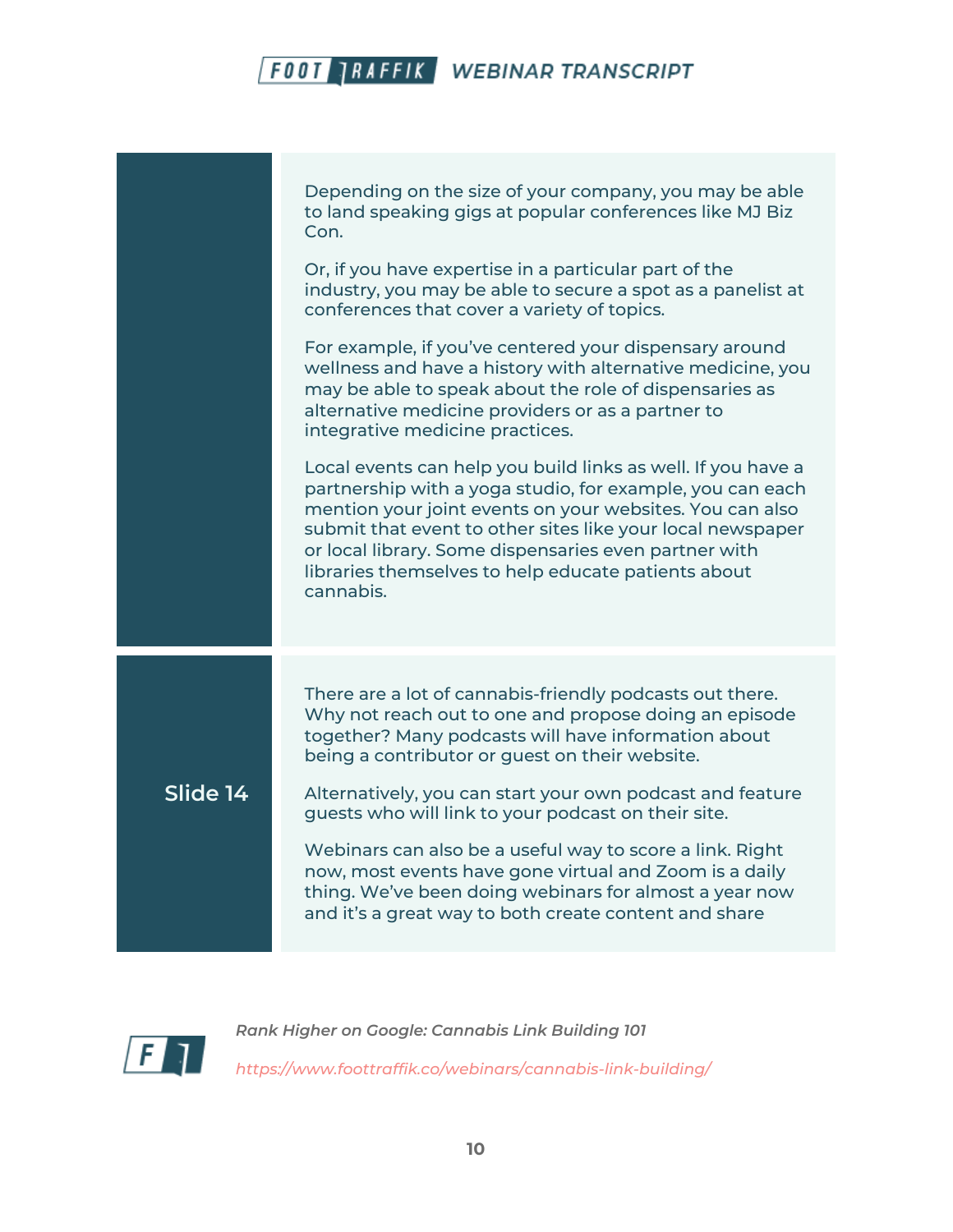Depending on the size of your company, you may be able to land speaking gigs at popular conferences like MJ Biz Con.

Or, if you have expertise in a particular part of the industry, you may be able to secure a spot as a panelist at conferences that cover a variety of topics.

For example, if you've centered your dispensary around wellness and have a history with alternative medicine, you may be able to speak about the role of dispensaries as alternative medicine providers or as a partner to integrative medicine practices.

Local events can help you build links as well. If you have a partnership with a yoga studio, for example, you can each mention your joint events on your websites. You can also submit that event to other sites like your local newspaper or local library. Some dispensaries even partner with libraries themselves to help educate patients about cannabis.

**Slide 14**

There are a lot of cannabis-friendly podcasts out there. Why not reach out to one and propose doing an episode together? Many podcasts will have information about being a contributor or guest on their website.

Alternatively, you can start your own podcast and feature guests who will link to your podcast on their site.

Webinars can also be a useful way to score a link. Right now, most events have gone virtual and Zoom is a daily thing. We've been doing webinars for almost a year now and it's a great way to both create content and share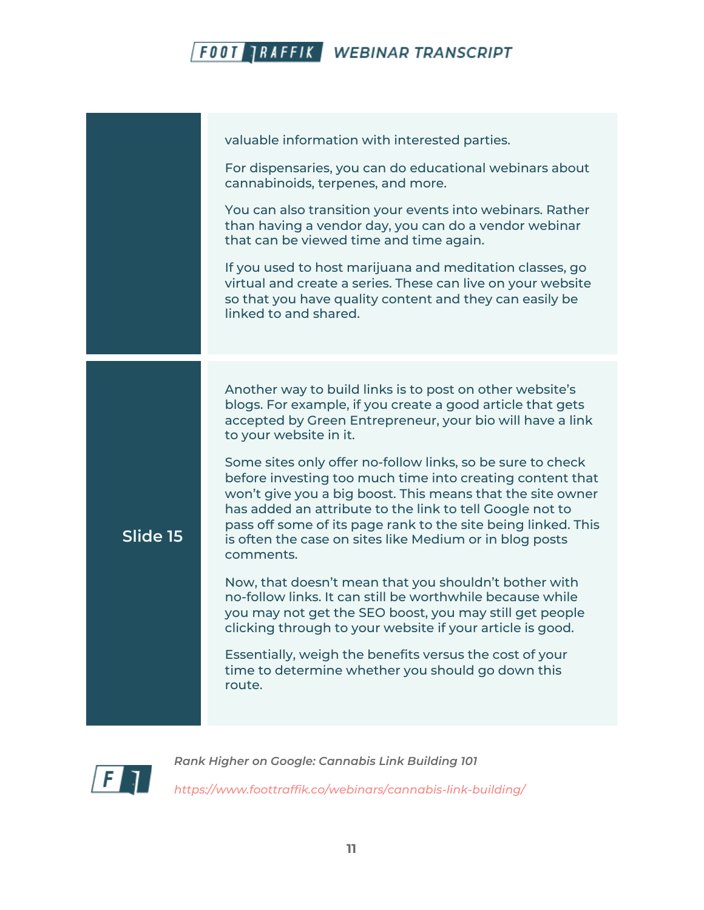valuable information with interested parties.

For dispensaries, you can do educational webinars about cannabinoids, terpenes, and more.

You can also transition your events into webinars. Rather than having a vendor day, you can do a vendor webinar that can be viewed time and time again.

If you used to host marijuana and meditation classes, go virtual and create a series. These can live on your website so that you have quality content and they can easily be linked to and shared.

## Slide 15

Another way to build links is to post on other website's blogs. For example, if you create a good article that gets accepted by Green Entrepreneur, your bio will have a link to your website in it.

Some sites only offer no-follow links, so be sure to check before investing too much time into creating content that won't give you a big boost. This means that the site owner has added an attribute to the link to tell Google not to pass off some of its page rank to the site being linked. This is often the case on sites like Medium or in blog posts comments.

Now, that doesn't mean that you shouldn't bother with no-follow links. It can still be worthwhile because while you may not get the SEO boost, you may still get people clicking through to your website if your article is good.

Essentially, weigh the benefits versus the cost of your time to determine whether you should go down this route.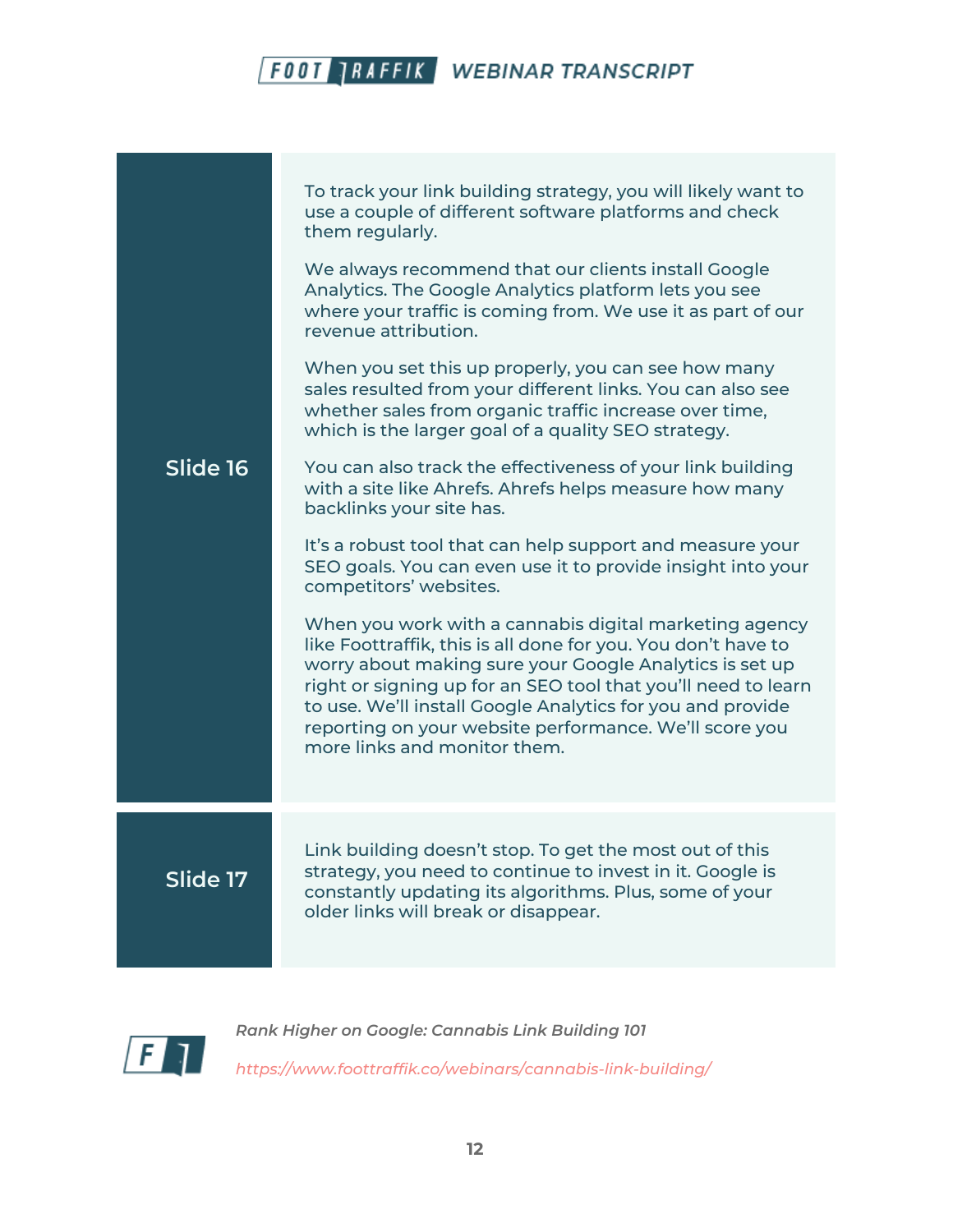## Slide 16

To track your link building strategy, you will likely want to use a couple of different software platforms and check them regularly.

We always recommend that our clients install Google Analytics. The Google Analytics platform lets you see where your traffic is coming from. We use it as part of our revenue attribution.

When you set this up properly, you can see how many sales resulted from your different links. You can also see whether sales from organic traffic increase over time, which is the larger goal of a quality SEO strategy.

You can also track the effectiveness of your link building with a site like Ahrefs. Ahrefs helps measure how many backlinks your site has.

It's a robust tool that can help support and measure your SEO goals. You can even use it to provide insight into your competitors' websites.

When you work with a cannabis digital marketing agency like Foottraffik, this is all done for you. You don't have to worry about making sure your Google Analytics is set up right or signing up for an SEO tool that you'll need to learn to use. We'll install Google Analytics for you and provide reporting on your website performance. We'll score you more links and monitor them.

## Slide 17

Link building doesn't stop. To get the most out of this strategy, you need to continue to invest in it. Google is constantly updating its algorithms. Plus, some of your older links will break or disappear.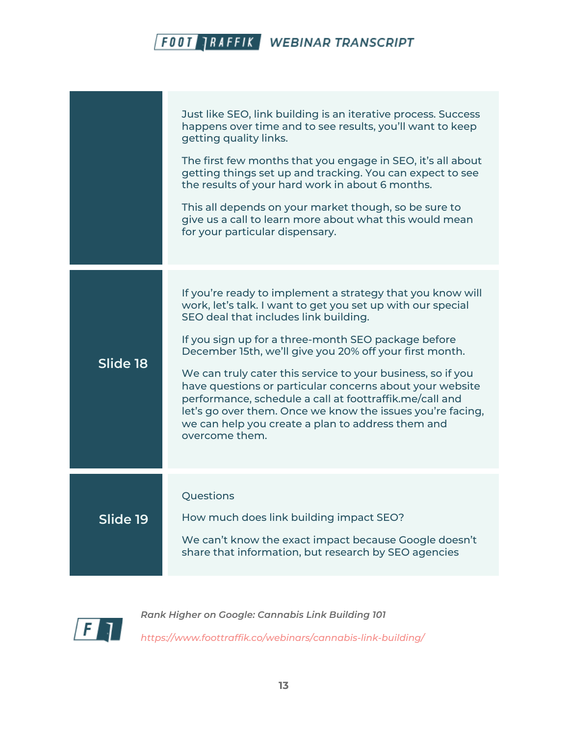| | |
|---|---|
| | Just like SEO, link building is an iterative process. Success happens over time and to see results, you'll want to keep getting quality links.<br><br>The first few months that you engage in SEO, it's all about getting things set up and tracking. You can expect to see the results of your hard work in about 6 months.<br><br>This all depends on your market though, so be sure to give us a call to learn more about what this would mean for your particular dispensary. |
| **Slide 18** | If you're ready to implement a strategy that you know will work, let's talk. I want to get you set up with our special SEO deal that includes link building.<br><br>If you sign up for a three-month SEO package before December 15th, we'll give you 20% off your first month.<br><br>We can truly cater this service to your business, so if you have questions or particular concerns about your website performance, schedule a call at foottraffik.me/call and let's go over them. Once we know the issues you're facing, we can help you create a plan to address them and overcome them. |
| **Slide 19** | Questions<br><br>How much does link building impact SEO?<br><br>We can't know the exact impact because Google doesn't share that information, but research by SEO agencies |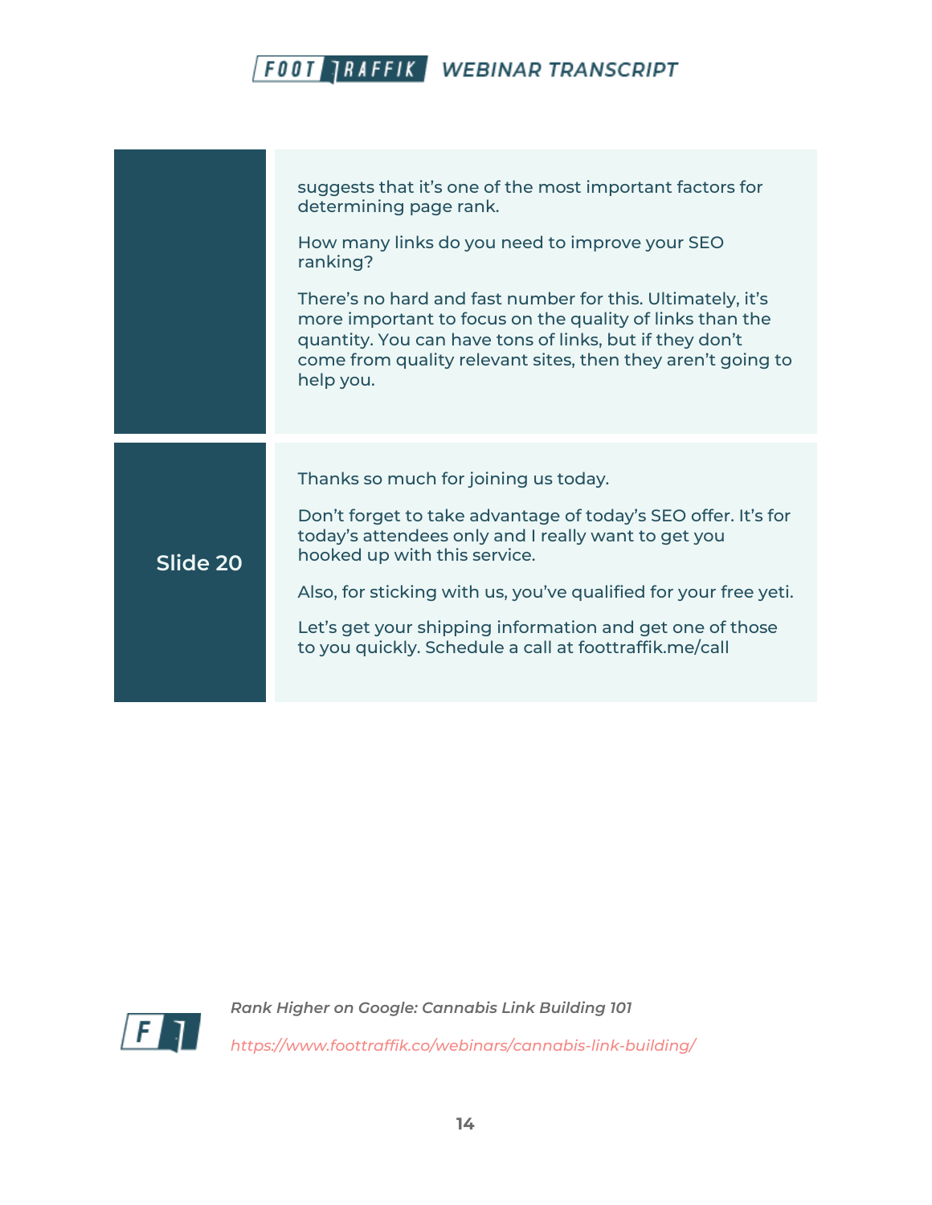| | |
|---|---|
| | suggests that it's one of the most important factors for determining page rank.<br><br>How many links do you need to improve your SEO ranking?<br><br>There's no hard and fast number for this. Ultimately, it's more important to focus on the quality of links than the quantity. You can have tons of links, but if they don't come from quality relevant sites, then they aren't going to help you. |
| **Slide 20** | Thanks so much for joining us today.<br><br>Don't forget to take advantage of today's SEO offer. It's for today's attendees only and I really want to get you hooked up with this service.<br><br>Also, for sticking with us, you've qualified for your free yeti.<br><br>Let's get your shipping information and get one of those to you quickly. Schedule a call at foottraffik.me/call |